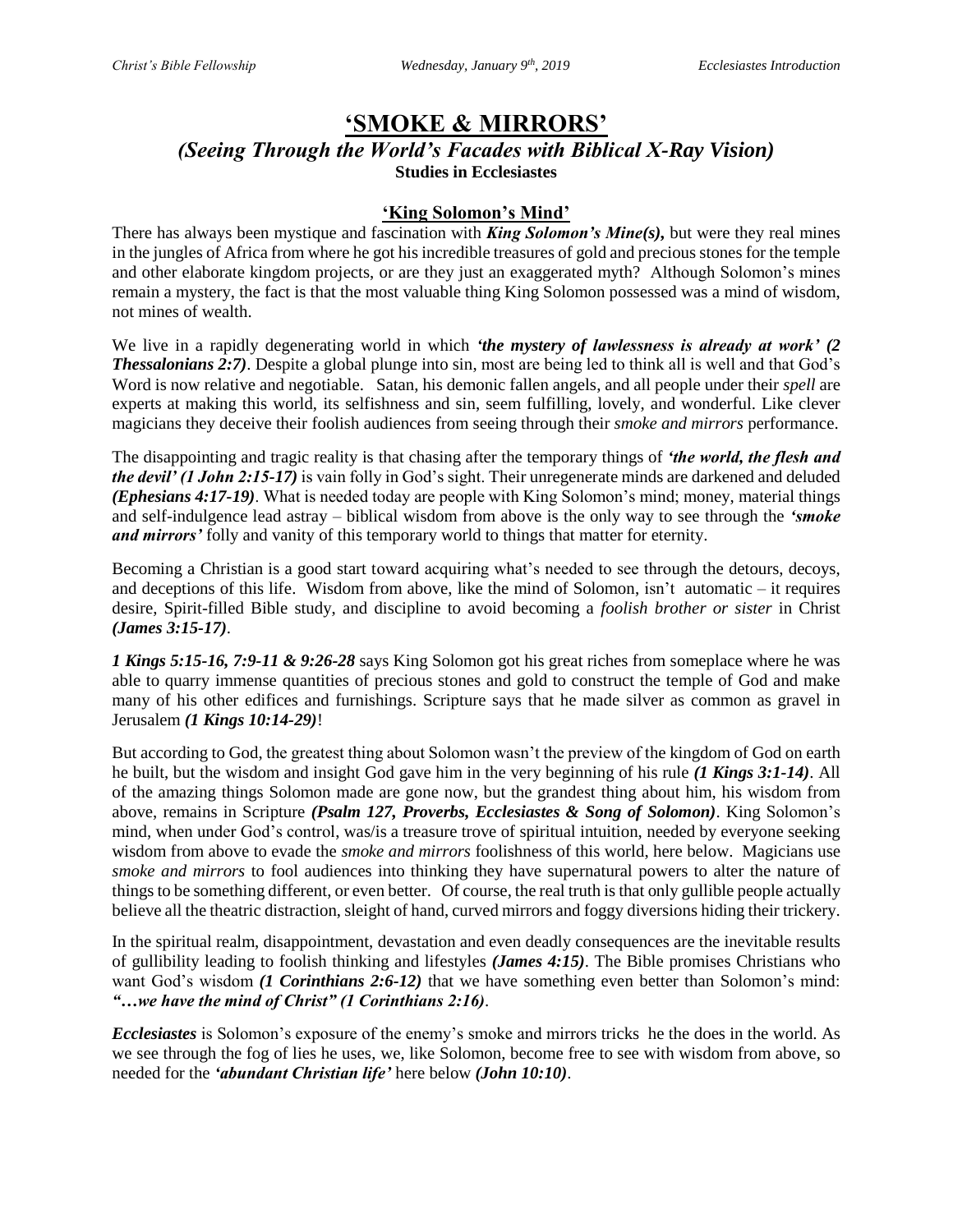# 'SMOKE & MIRRORS'

## *(Seeing Through the World's Facades with Biblical X-Ray Vision)*

**Studies in Ecclesiastes**

### 'King Solomon's Mind'

There has always been mystique and fascination with ***King Solomon's Mine(s)***, but were they real mines in the jungles of Africa from where he got his incredible treasures of gold and precious stones for the temple and other elaborate kingdom projects, or are they just an exaggerated myth? Although Solomon's mines remain a mystery, the fact is that the most valuable thing King Solomon possessed was a mind of wisdom, not mines of wealth.

We live in a rapidly degenerating world in which ***'the mystery of lawlessness is already at work' (2 Thessalonians 2:7)***. Despite a global plunge into sin, most are being led to think all is well and that God's Word is now relative and negotiable. Satan, his demonic fallen angels, and all people under their *spell* are experts at making this world, its selfishness and sin, seem fulfilling, lovely, and wonderful. Like clever magicians they deceive their foolish audiences from seeing through their *smoke and mirrors* performance.

The disappointing and tragic reality is that chasing after the temporary things of ***'the world, the flesh and the devil' (1 John 2:15-17)*** is vain folly in God's sight. Their unregenerate minds are darkened and deluded ***(Ephesians 4:17-19)***. What is needed today are people with King Solomon's mind; money, material things and self-indulgence lead astray – biblical wisdom from above is the only way to see through the ***'smoke and mirrors'*** folly and vanity of this temporary world to things that matter for eternity.

Becoming a Christian is a good start toward acquiring what's needed to see through the detours, decoys, and deceptions of this life. Wisdom from above, like the mind of Solomon, isn't automatic – it requires desire, Spirit-filled Bible study, and discipline to avoid becoming a *foolish brother or sister* in Christ ***(James 3:15-17)***.

***1 Kings 5:15-16, 7:9-11 & 9:26-28*** says King Solomon got his great riches from someplace where he was able to quarry immense quantities of precious stones and gold to construct the temple of God and make many of his other edifices and furnishings. Scripture says that he made silver as common as gravel in Jerusalem ***(1 Kings 10:14-29)***!

But according to God, the greatest thing about Solomon wasn't the preview of the kingdom of God on earth he built, but the wisdom and insight God gave him in the very beginning of his rule ***(1 Kings 3:1-14)***. All of the amazing things Solomon made are gone now, but the grandest thing about him, his wisdom from above, remains in Scripture ***(Psalm 127, Proverbs, Ecclesiastes & Song of Solomon)***. King Solomon's mind, when under God's control, was/is a treasure trove of spiritual intuition, needed by everyone seeking wisdom from above to evade the *smoke and mirrors* foolishness of this world, here below. Magicians use *smoke and mirrors* to fool audiences into thinking they have supernatural powers to alter the nature of things to be something different, or even better. Of course, the real truth is that only gullible people actually believe all the theatric distraction, sleight of hand, curved mirrors and foggy diversions hiding their trickery.

In the spiritual realm, disappointment, devastation and even deadly consequences are the inevitable results of gullibility leading to foolish thinking and lifestyles ***(James 4:15)***. The Bible promises Christians who want God's wisdom ***(1 Corinthians 2:6-12)*** that we have something even better than Solomon's mind: ***"…we have the mind of Christ" (1 Corinthians 2:16)***.

***Ecclesiastes*** is Solomon's exposure of the enemy's smoke and mirrors tricks he the does in the world. As we see through the fog of lies he uses, we, like Solomon, become free to see with wisdom from above, so needed for the ***'abundant Christian life'*** here below ***(John 10:10)***.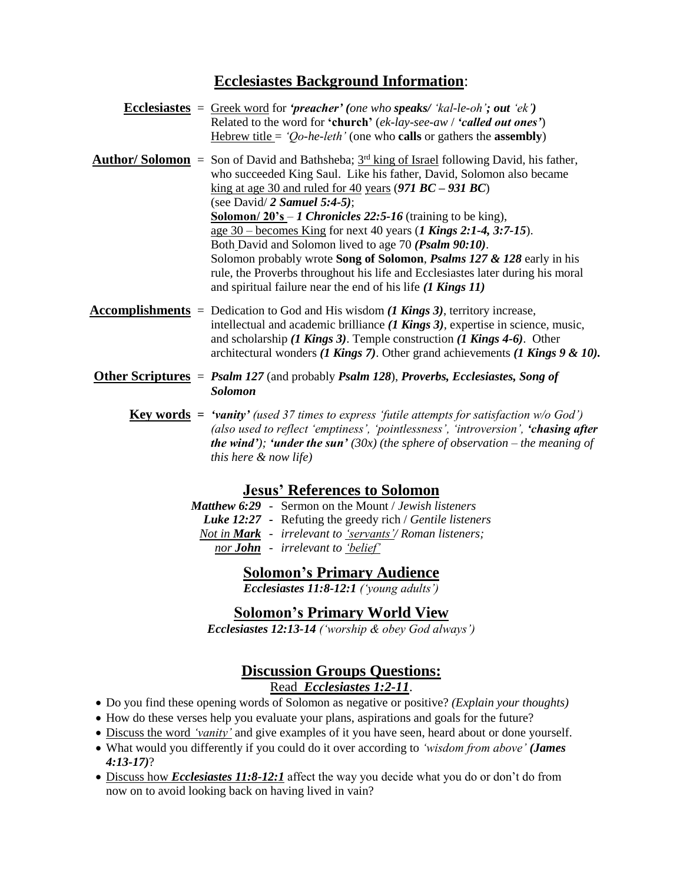## **Ecclesiastes Background Information**:

**Ecclesiastes** = Greek word for ***'preacher' (****one who* ***speaks/*** *'kal-le-oh'****; out*** *'ek'****)***
Related to the word for **'church'** (*ek-lay-see-aw* / ***'called out ones'***)
Hebrew title = *'Qo-he-leth'* (one who **calls** or gathers the **assembly**)

**Author/ Solomon** = Son of David and Bathsheba; 3rd king of Israel following David, his father, who succeeded King Saul. Like his father, David, Solomon also became king at age 30 and ruled for 40 years (***971 BC – 931 BC***)
(see David/ ***2 Samuel 5:4-5)***;
**Solomon/ 20's** – ***1 Chronicles 22:5-16*** (training to be king),
age 30 – becomes King for next 40 years (***1 Kings 2:1-4, 3:7-15***).
Both David and Solomon lived to age 70 ***(Psalm 90:10)***.
Solomon probably wrote **Song of Solomon**, ***Psalms 127 & 128*** early in his rule, the Proverbs throughout his life and Ecclesiastes later during his moral and spiritual failure near the end of his life ***(1 Kings 11)***

**Accomplishments** = Dedication to God and His wisdom ***(1 Kings 3)***, territory increase, intellectual and academic brilliance ***(1 Kings 3)***, expertise in science, music, and scholarship ***(1 Kings 3)***. Temple construction ***(1 Kings 4-6)***. Other architectural wonders ***(1 Kings 7)***. Other grand achievements ***(1 Kings 9 & 10).***

**Other Scriptures** = ***Psalm 127*** (and probably ***Psalm 128***), ***Proverbs, Ecclesiastes, Song of Solomon***

**Key words =** ***'vanity'*** *(used 37 times to express 'futile attempts for satisfaction w/o God') (also used to reflect 'emptiness', 'pointlessness', 'introversion',* ***'chasing after the wind')***; ***'under the sun'*** *(30x) (the sphere of observation – the meaning of this here & now life)*

## **Jesus' References to Solomon**

***Matthew 6:29*** - Sermon on the Mount / *Jewish listeners*
***Luke 12:27*** - Refuting the greedy rich / *Gentile listeners*
*Not in* ***Mark*** - *irrelevant to 'servants'/ Roman listeners;*
*nor* ***John*** - *irrelevant to 'belief'*

## **Solomon's Primary Audience**

***Ecclesiastes 11:8-12:1*** *('young adults')*

## **Solomon's Primary World View**

***Ecclesiastes 12:13-14*** *('worship & obey God always')*

## **Discussion Groups Questions:**

Read ***Ecclesiastes 1:2-11***.

- Do you find these opening words of Solomon as negative or positive? *(Explain your thoughts)*
- How do these verses help you evaluate your plans, aspirations and goals for the future?
- Discuss the word *'vanity'* and give examples of it you have seen, heard about or done yourself.
- What would you differently if you could do it over according to *'wisdom from above'* ***(James 4:13-17)***?
- Discuss how ***Ecclesiastes 11:8-12:1*** affect the way you decide what you do or don't do from now on to avoid looking back on having lived in vain?